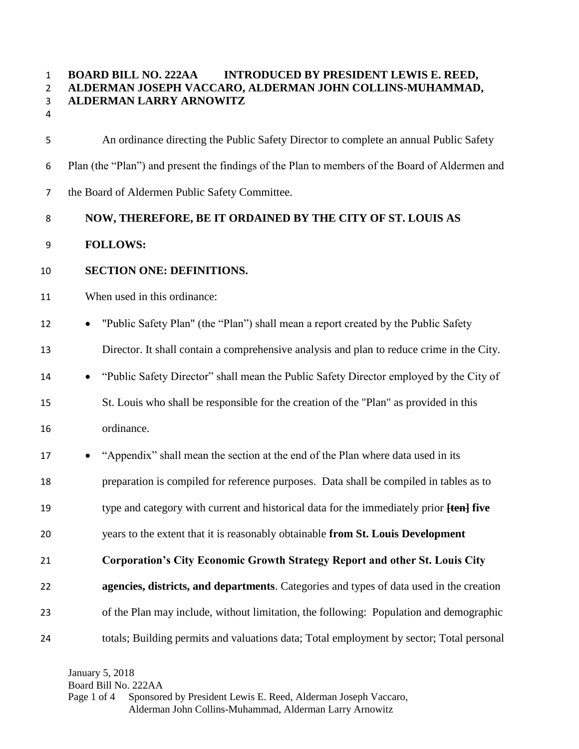**BOARD BILL NO. 222AA INTRODUCED BY PRESIDENT LEWIS E. REED, ALDERMAN JOSEPH VACCARO, ALDERMAN JOHN COLLINS-MUHAMMAD, ALDERMAN LARRY ARNOWITZ**

An ordinance directing the Public Safety Director to complete an annual Public Safety Plan (the "Plan") and present the findings of the Plan to members of the Board of Aldermen and the Board of Aldermen Public Safety Committee.

**NOW, THEREFORE, BE IT ORDAINED BY THE CITY OF ST. LOUIS AS FOLLOWS:**

**SECTION ONE: DEFINITIONS.**

When used in this ordinance:

- "Public Safety Plan" (the "Plan") shall mean a report created by the Public Safety Director. It shall contain a comprehensive analysis and plan to reduce crime in the City.
- "Public Safety Director" shall mean the Public Safety Director employed by the City of St. Louis who shall be responsible for the creation of the "Plan" as provided in this ordinance.
- "Appendix" shall mean the section at the end of the Plan where data used in its preparation is compiled for reference purposes. Data shall be compiled in tables as to type and category with current and historical data for the immediately prior **[~~ten~~] five** years to the extent that it is reasonably obtainable **from St. Louis Development Corporation's City Economic Growth Strategy Report and other St. Louis City agencies, districts, and departments**. Categories and types of data used in the creation of the Plan may include, without limitation, the following: Population and demographic totals; Building permits and valuations data; Total employment by sector; Total personal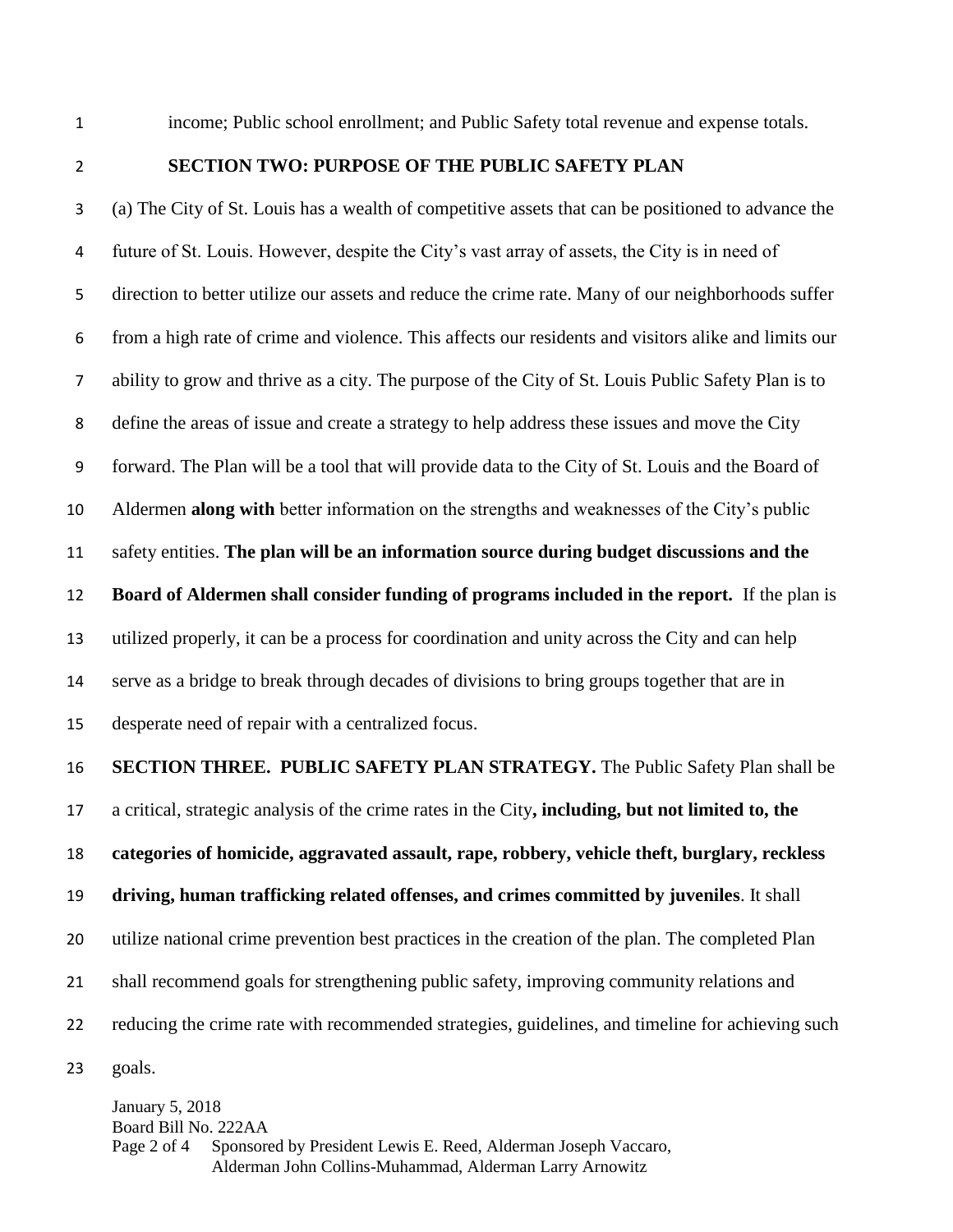income; Public school enrollment; and Public Safety total revenue and expense totals.

## SECTION TWO: PURPOSE OF THE PUBLIC SAFETY PLAN

(a) The City of St. Louis has a wealth of competitive assets that can be positioned to advance the future of St. Louis. However, despite the City's vast array of assets, the City is in need of direction to better utilize our assets and reduce the crime rate. Many of our neighborhoods suffer from a high rate of crime and violence. This affects our residents and visitors alike and limits our ability to grow and thrive as a city. The purpose of the City of St. Louis Public Safety Plan is to define the areas of issue and create a strategy to help address these issues and move the City forward. The Plan will be a tool that will provide data to the City of St. Louis and the Board of Aldermen **along with** better information on the strengths and weaknesses of the City's public safety entities. **The plan will be an information source during budget discussions and the Board of Aldermen shall consider funding of programs included in the report.** If the plan is utilized properly, it can be a process for coordination and unity across the City and can help serve as a bridge to break through decades of divisions to bring groups together that are in desperate need of repair with a centralized focus.

**SECTION THREE. PUBLIC SAFETY PLAN STRATEGY.** The Public Safety Plan shall be a critical, strategic analysis of the crime rates in the City**, including, but not limited to, the categories of homicide, aggravated assault, rape, robbery, vehicle theft, burglary, reckless driving, human trafficking related offenses, and crimes committed by juveniles**. It shall utilize national crime prevention best practices in the creation of the plan. The completed Plan shall recommend goals for strengthening public safety, improving community relations and reducing the crime rate with recommended strategies, guidelines, and timeline for achieving such goals.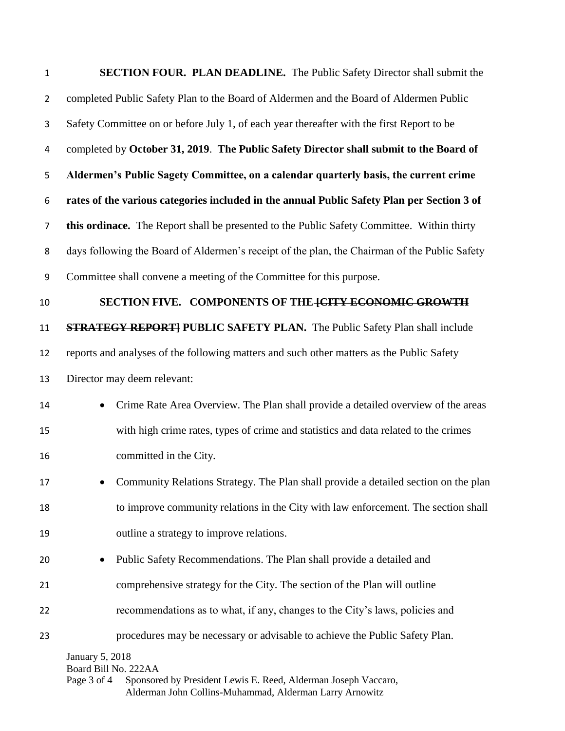**SECTION FOUR. PLAN DEADLINE.** The Public Safety Director shall submit the completed Public Safety Plan to the Board of Aldermen and the Board of Aldermen Public Safety Committee on or before July 1, of each year thereafter with the first Report to be completed by **October 31, 2019**. **The Public Safety Director shall submit to the Board of Aldermen's Public Sagety Committee, on a calendar quarterly basis, the current crime rates of the various categories included in the annual Public Safety Plan per Section 3 of this ordinace.** The Report shall be presented to the Public Safety Committee. Within thirty days following the Board of Aldermen's receipt of the plan, the Chairman of the Public Safety Committee shall convene a meeting of the Committee for this purpose.

**SECTION FIVE. COMPONENTS OF THE ~~[CITY ECONOMIC GROWTH STRATEGY REPORT]~~ PUBLIC SAFETY PLAN.** The Public Safety Plan shall include reports and analyses of the following matters and such other matters as the Public Safety Director may deem relevant:

- Crime Rate Area Overview. The Plan shall provide a detailed overview of the areas with high crime rates, types of crime and statistics and data related to the crimes committed in the City.
- Community Relations Strategy. The Plan shall provide a detailed section on the plan to improve community relations in the City with law enforcement. The section shall outline a strategy to improve relations.
- Public Safety Recommendations. The Plan shall provide a detailed and comprehensive strategy for the City. The section of the Plan will outline recommendations as to what, if any, changes to the City's laws, policies and procedures may be necessary or advisable to achieve the Public Safety Plan.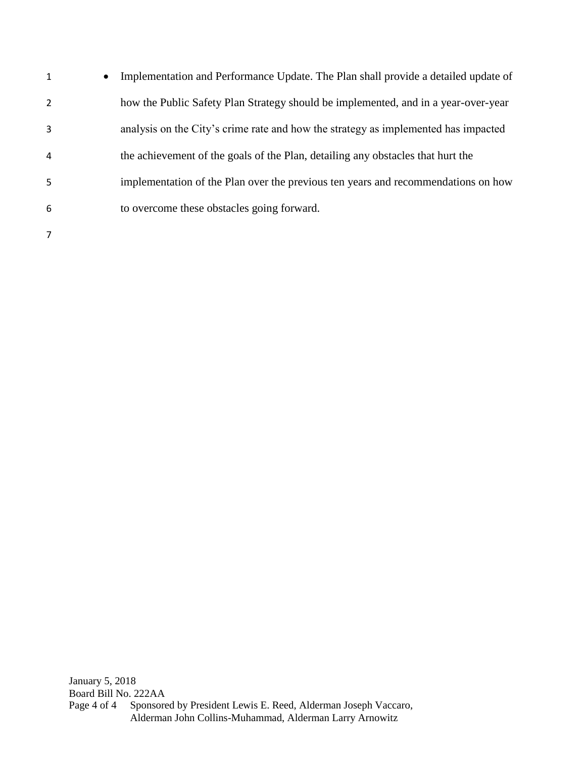- Implementation and Performance Update. The Plan shall provide a detailed update of how the Public Safety Plan Strategy should be implemented, and in a year-over-year analysis on the City's crime rate and how the strategy as implemented has impacted the achievement of the goals of the Plan, detailing any obstacles that hurt the implementation of the Plan over the previous ten years and recommendations on how to overcome these obstacles going forward.